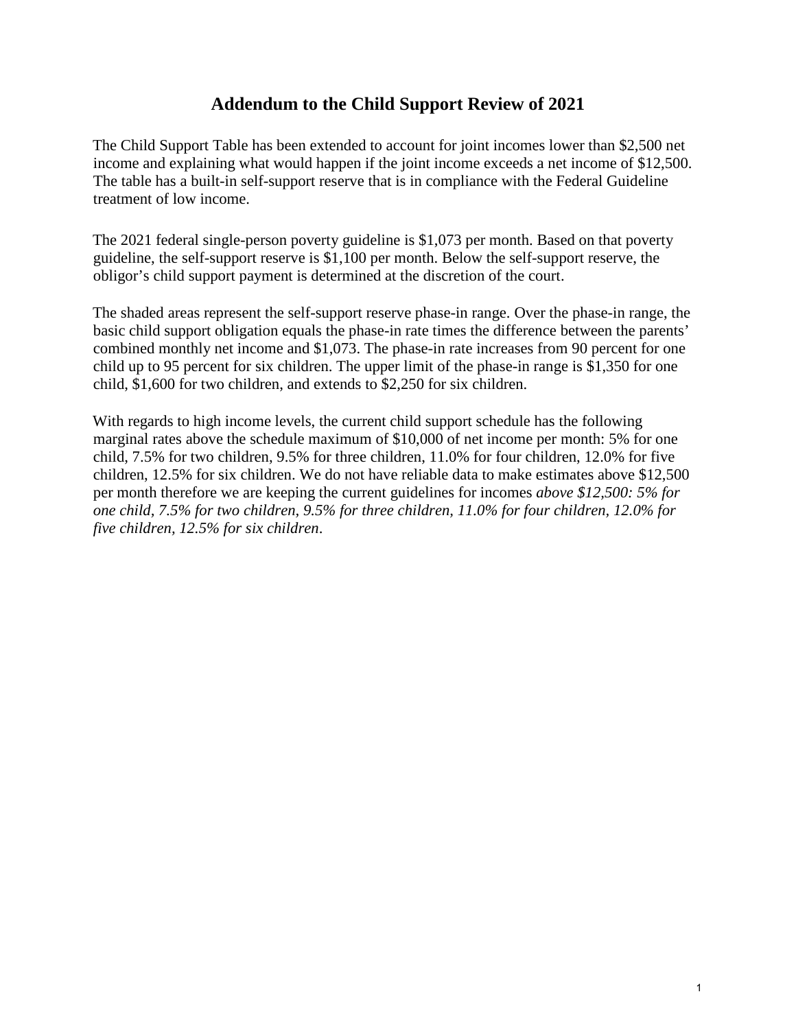# Addendum to the Child Support Review of 2021

The Child Support Table has been extended to account for joint incomes lower than $2,500 net income and explaining what would happen if the joint income exceeds a net income of $12,500. The table has a built-in self-support reserve that is in compliance with the Federal Guideline treatment of low income.

The 2021 federal single-person poverty guideline is $1,073 per month. Based on that poverty guideline, the self-support reserve is $1,100 per month. Below the self-support reserve, the obligor's child support payment is determined at the discretion of the court.

The shaded areas represent the self-support reserve phase-in range. Over the phase-in range, the basic child support obligation equals the phase-in rate times the difference between the parents' combined monthly net income and $1,073. The phase-in rate increases from 90 percent for one child up to 95 percent for six children. The upper limit of the phase-in range is $1,350 for one child, $1,600 for two children, and extends to $2,250 for six children.

With regards to high income levels, the current child support schedule has the following marginal rates above the schedule maximum of $10,000 of net income per month: 5% for one child, 7.5% for two children, 9.5% for three children, 11.0% for four children, 12.0% for five children, 12.5% for six children. We do not have reliable data to make estimates above $12,500 per month therefore we are keeping the current guidelines for incomes *above $12,500: 5% for one child, 7.5% for two children, 9.5% for three children, 11.0% for four children, 12.0% for five children, 12.5% for six children*.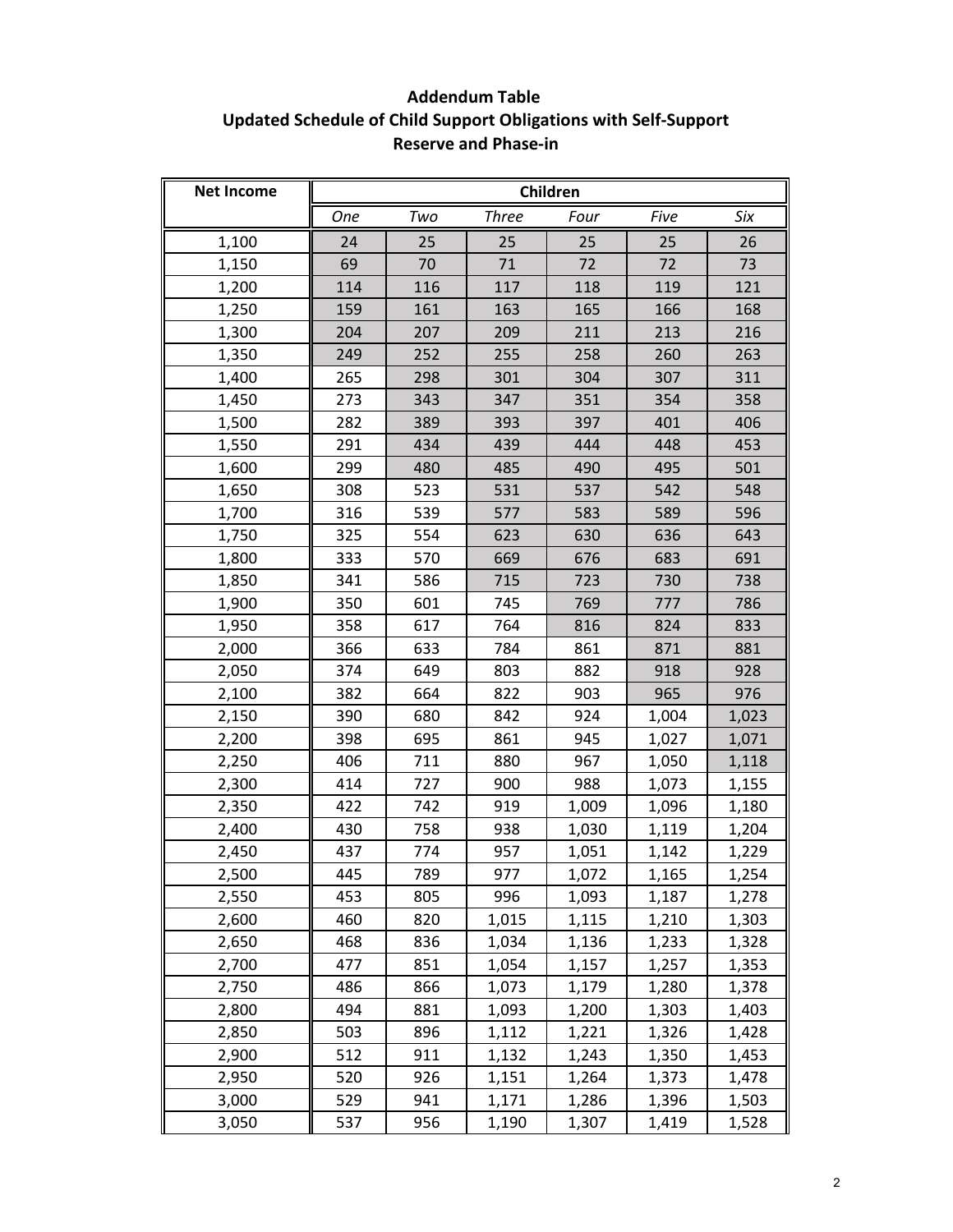**Addendum Table**
**Updated Schedule of Child Support Obligations with Self-Support Reserve and Phase-in**

| Net Income | Children | | | | | |
|---|---|---|---|---|---|---|
| | *One* | *Two* | *Three* | *Four* | *Five* | *Six* |
| 1,100 | 24 | 25 | 25 | 25 | 25 | 26 |
| 1,150 | 69 | 70 | 71 | 72 | 72 | 73 |
| 1,200 | 114 | 116 | 117 | 118 | 119 | 121 |
| 1,250 | 159 | 161 | 163 | 165 | 166 | 168 |
| 1,300 | 204 | 207 | 209 | 211 | 213 | 216 |
| 1,350 | 249 | 252 | 255 | 258 | 260 | 263 |
| 1,400 | 265 | 298 | 301 | 304 | 307 | 311 |
| 1,450 | 273 | 343 | 347 | 351 | 354 | 358 |
| 1,500 | 282 | 389 | 393 | 397 | 401 | 406 |
| 1,550 | 291 | 434 | 439 | 444 | 448 | 453 |
| 1,600 | 299 | 480 | 485 | 490 | 495 | 501 |
| 1,650 | 308 | 523 | 531 | 537 | 542 | 548 |
| 1,700 | 316 | 539 | 577 | 583 | 589 | 596 |
| 1,750 | 325 | 554 | 623 | 630 | 636 | 643 |
| 1,800 | 333 | 570 | 669 | 676 | 683 | 691 |
| 1,850 | 341 | 586 | 715 | 723 | 730 | 738 |
| 1,900 | 350 | 601 | 745 | 769 | 777 | 786 |
| 1,950 | 358 | 617 | 764 | 816 | 824 | 833 |
| 2,000 | 366 | 633 | 784 | 861 | 871 | 881 |
| 2,050 | 374 | 649 | 803 | 882 | 918 | 928 |
| 2,100 | 382 | 664 | 822 | 903 | 965 | 976 |
| 2,150 | 390 | 680 | 842 | 924 | 1,004 | 1,023 |
| 2,200 | 398 | 695 | 861 | 945 | 1,027 | 1,071 |
| 2,250 | 406 | 711 | 880 | 967 | 1,050 | 1,118 |
| 2,300 | 414 | 727 | 900 | 988 | 1,073 | 1,155 |
| 2,350 | 422 | 742 | 919 | 1,009 | 1,096 | 1,180 |
| 2,400 | 430 | 758 | 938 | 1,030 | 1,119 | 1,204 |
| 2,450 | 437 | 774 | 957 | 1,051 | 1,142 | 1,229 |
| 2,500 | 445 | 789 | 977 | 1,072 | 1,165 | 1,254 |
| 2,550 | 453 | 805 | 996 | 1,093 | 1,187 | 1,278 |
| 2,600 | 460 | 820 | 1,015 | 1,115 | 1,210 | 1,303 |
| 2,650 | 468 | 836 | 1,034 | 1,136 | 1,233 | 1,328 |
| 2,700 | 477 | 851 | 1,054 | 1,157 | 1,257 | 1,353 |
| 2,750 | 486 | 866 | 1,073 | 1,179 | 1,280 | 1,378 |
| 2,800 | 494 | 881 | 1,093 | 1,200 | 1,303 | 1,403 |
| 2,850 | 503 | 896 | 1,112 | 1,221 | 1,326 | 1,428 |
| 2,900 | 512 | 911 | 1,132 | 1,243 | 1,350 | 1,453 |
| 2,950 | 520 | 926 | 1,151 | 1,264 | 1,373 | 1,478 |
| 3,000 | 529 | 941 | 1,171 | 1,286 | 1,396 | 1,503 |
| 3,050 | 537 | 956 | 1,190 | 1,307 | 1,419 | 1,528 |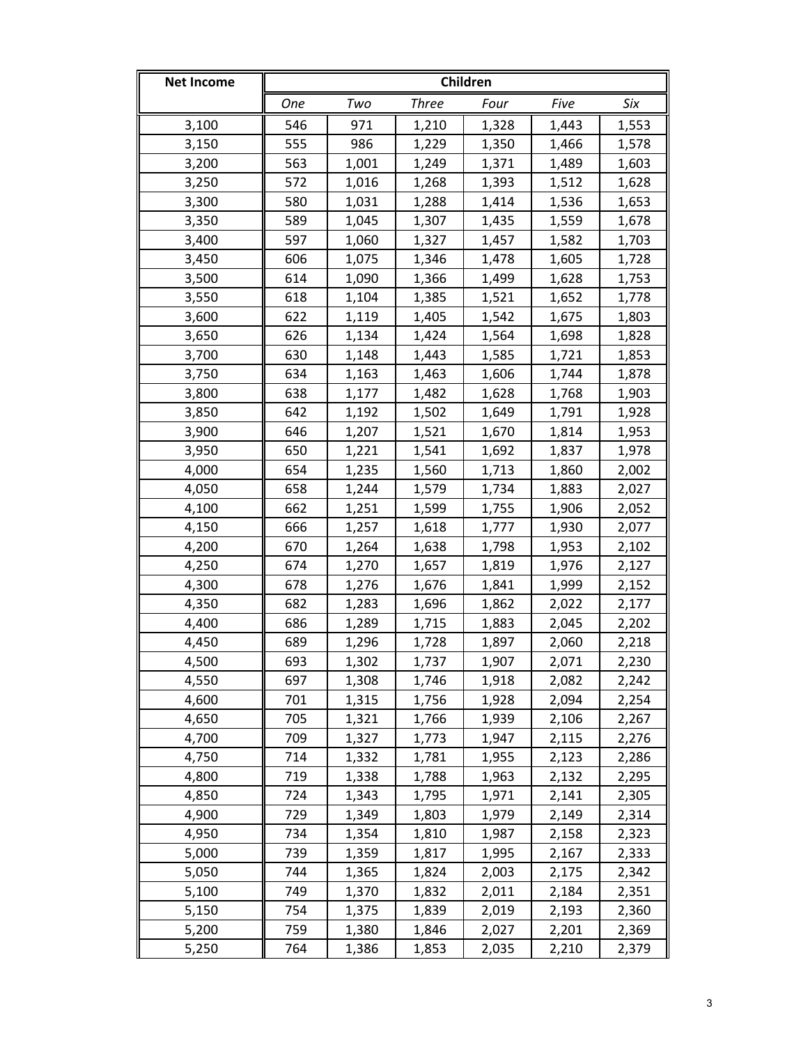| Net Income | Children | | | | | |
|---|---|---|---|---|---|---|
| | *One* | *Two* | *Three* | *Four* | *Five* | *Six* |
| 3,100 | 546 | 971 | 1,210 | 1,328 | 1,443 | 1,553 |
| 3,150 | 555 | 986 | 1,229 | 1,350 | 1,466 | 1,578 |
| 3,200 | 563 | 1,001 | 1,249 | 1,371 | 1,489 | 1,603 |
| 3,250 | 572 | 1,016 | 1,268 | 1,393 | 1,512 | 1,628 |
| 3,300 | 580 | 1,031 | 1,288 | 1,414 | 1,536 | 1,653 |
| 3,350 | 589 | 1,045 | 1,307 | 1,435 | 1,559 | 1,678 |
| 3,400 | 597 | 1,060 | 1,327 | 1,457 | 1,582 | 1,703 |
| 3,450 | 606 | 1,075 | 1,346 | 1,478 | 1,605 | 1,728 |
| 3,500 | 614 | 1,090 | 1,366 | 1,499 | 1,628 | 1,753 |
| 3,550 | 618 | 1,104 | 1,385 | 1,521 | 1,652 | 1,778 |
| 3,600 | 622 | 1,119 | 1,405 | 1,542 | 1,675 | 1,803 |
| 3,650 | 626 | 1,134 | 1,424 | 1,564 | 1,698 | 1,828 |
| 3,700 | 630 | 1,148 | 1,443 | 1,585 | 1,721 | 1,853 |
| 3,750 | 634 | 1,163 | 1,463 | 1,606 | 1,744 | 1,878 |
| 3,800 | 638 | 1,177 | 1,482 | 1,628 | 1,768 | 1,903 |
| 3,850 | 642 | 1,192 | 1,502 | 1,649 | 1,791 | 1,928 |
| 3,900 | 646 | 1,207 | 1,521 | 1,670 | 1,814 | 1,953 |
| 3,950 | 650 | 1,221 | 1,541 | 1,692 | 1,837 | 1,978 |
| 4,000 | 654 | 1,235 | 1,560 | 1,713 | 1,860 | 2,002 |
| 4,050 | 658 | 1,244 | 1,579 | 1,734 | 1,883 | 2,027 |
| 4,100 | 662 | 1,251 | 1,599 | 1,755 | 1,906 | 2,052 |
| 4,150 | 666 | 1,257 | 1,618 | 1,777 | 1,930 | 2,077 |
| 4,200 | 670 | 1,264 | 1,638 | 1,798 | 1,953 | 2,102 |
| 4,250 | 674 | 1,270 | 1,657 | 1,819 | 1,976 | 2,127 |
| 4,300 | 678 | 1,276 | 1,676 | 1,841 | 1,999 | 2,152 |
| 4,350 | 682 | 1,283 | 1,696 | 1,862 | 2,022 | 2,177 |
| 4,400 | 686 | 1,289 | 1,715 | 1,883 | 2,045 | 2,202 |
| 4,450 | 689 | 1,296 | 1,728 | 1,897 | 2,060 | 2,218 |
| 4,500 | 693 | 1,302 | 1,737 | 1,907 | 2,071 | 2,230 |
| 4,550 | 697 | 1,308 | 1,746 | 1,918 | 2,082 | 2,242 |
| 4,600 | 701 | 1,315 | 1,756 | 1,928 | 2,094 | 2,254 |
| 4,650 | 705 | 1,321 | 1,766 | 1,939 | 2,106 | 2,267 |
| 4,700 | 709 | 1,327 | 1,773 | 1,947 | 2,115 | 2,276 |
| 4,750 | 714 | 1,332 | 1,781 | 1,955 | 2,123 | 2,286 |
| 4,800 | 719 | 1,338 | 1,788 | 1,963 | 2,132 | 2,295 |
| 4,850 | 724 | 1,343 | 1,795 | 1,971 | 2,141 | 2,305 |
| 4,900 | 729 | 1,349 | 1,803 | 1,979 | 2,149 | 2,314 |
| 4,950 | 734 | 1,354 | 1,810 | 1,987 | 2,158 | 2,323 |
| 5,000 | 739 | 1,359 | 1,817 | 1,995 | 2,167 | 2,333 |
| 5,050 | 744 | 1,365 | 1,824 | 2,003 | 2,175 | 2,342 |
| 5,100 | 749 | 1,370 | 1,832 | 2,011 | 2,184 | 2,351 |
| 5,150 | 754 | 1,375 | 1,839 | 2,019 | 2,193 | 2,360 |
| 5,200 | 759 | 1,380 | 1,846 | 2,027 | 2,201 | 2,369 |
| 5,250 | 764 | 1,386 | 1,853 | 2,035 | 2,210 | 2,379 |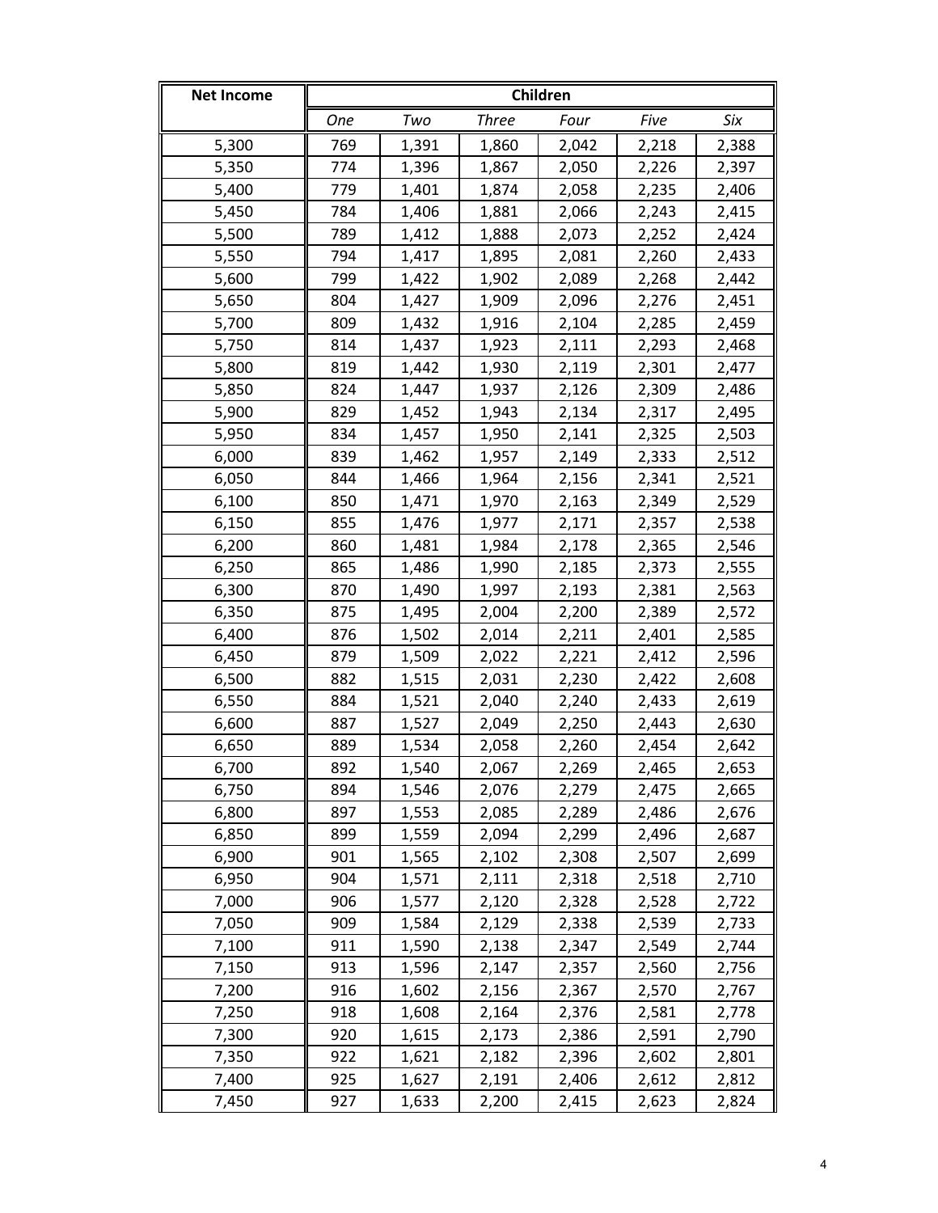| Net Income | Children | | | | | |
|---|---|---|---|---|---|---|
| | *One* | *Two* | *Three* | *Four* | *Five* | *Six* |
| 5,300 | 769 | 1,391 | 1,860 | 2,042 | 2,218 | 2,388 |
| 5,350 | 774 | 1,396 | 1,867 | 2,050 | 2,226 | 2,397 |
| 5,400 | 779 | 1,401 | 1,874 | 2,058 | 2,235 | 2,406 |
| 5,450 | 784 | 1,406 | 1,881 | 2,066 | 2,243 | 2,415 |
| 5,500 | 789 | 1,412 | 1,888 | 2,073 | 2,252 | 2,424 |
| 5,550 | 794 | 1,417 | 1,895 | 2,081 | 2,260 | 2,433 |
| 5,600 | 799 | 1,422 | 1,902 | 2,089 | 2,268 | 2,442 |
| 5,650 | 804 | 1,427 | 1,909 | 2,096 | 2,276 | 2,451 |
| 5,700 | 809 | 1,432 | 1,916 | 2,104 | 2,285 | 2,459 |
| 5,750 | 814 | 1,437 | 1,923 | 2,111 | 2,293 | 2,468 |
| 5,800 | 819 | 1,442 | 1,930 | 2,119 | 2,301 | 2,477 |
| 5,850 | 824 | 1,447 | 1,937 | 2,126 | 2,309 | 2,486 |
| 5,900 | 829 | 1,452 | 1,943 | 2,134 | 2,317 | 2,495 |
| 5,950 | 834 | 1,457 | 1,950 | 2,141 | 2,325 | 2,503 |
| 6,000 | 839 | 1,462 | 1,957 | 2,149 | 2,333 | 2,512 |
| 6,050 | 844 | 1,466 | 1,964 | 2,156 | 2,341 | 2,521 |
| 6,100 | 850 | 1,471 | 1,970 | 2,163 | 2,349 | 2,529 |
| 6,150 | 855 | 1,476 | 1,977 | 2,171 | 2,357 | 2,538 |
| 6,200 | 860 | 1,481 | 1,984 | 2,178 | 2,365 | 2,546 |
| 6,250 | 865 | 1,486 | 1,990 | 2,185 | 2,373 | 2,555 |
| 6,300 | 870 | 1,490 | 1,997 | 2,193 | 2,381 | 2,563 |
| 6,350 | 875 | 1,495 | 2,004 | 2,200 | 2,389 | 2,572 |
| 6,400 | 876 | 1,502 | 2,014 | 2,211 | 2,401 | 2,585 |
| 6,450 | 879 | 1,509 | 2,022 | 2,221 | 2,412 | 2,596 |
| 6,500 | 882 | 1,515 | 2,031 | 2,230 | 2,422 | 2,608 |
| 6,550 | 884 | 1,521 | 2,040 | 2,240 | 2,433 | 2,619 |
| 6,600 | 887 | 1,527 | 2,049 | 2,250 | 2,443 | 2,630 |
| 6,650 | 889 | 1,534 | 2,058 | 2,260 | 2,454 | 2,642 |
| 6,700 | 892 | 1,540 | 2,067 | 2,269 | 2,465 | 2,653 |
| 6,750 | 894 | 1,546 | 2,076 | 2,279 | 2,475 | 2,665 |
| 6,800 | 897 | 1,553 | 2,085 | 2,289 | 2,486 | 2,676 |
| 6,850 | 899 | 1,559 | 2,094 | 2,299 | 2,496 | 2,687 |
| 6,900 | 901 | 1,565 | 2,102 | 2,308 | 2,507 | 2,699 |
| 6,950 | 904 | 1,571 | 2,111 | 2,318 | 2,518 | 2,710 |
| 7,000 | 906 | 1,577 | 2,120 | 2,328 | 2,528 | 2,722 |
| 7,050 | 909 | 1,584 | 2,129 | 2,338 | 2,539 | 2,733 |
| 7,100 | 911 | 1,590 | 2,138 | 2,347 | 2,549 | 2,744 |
| 7,150 | 913 | 1,596 | 2,147 | 2,357 | 2,560 | 2,756 |
| 7,200 | 916 | 1,602 | 2,156 | 2,367 | 2,570 | 2,767 |
| 7,250 | 918 | 1,608 | 2,164 | 2,376 | 2,581 | 2,778 |
| 7,300 | 920 | 1,615 | 2,173 | 2,386 | 2,591 | 2,790 |
| 7,350 | 922 | 1,621 | 2,182 | 2,396 | 2,602 | 2,801 |
| 7,400 | 925 | 1,627 | 2,191 | 2,406 | 2,612 | 2,812 |
| 7,450 | 927 | 1,633 | 2,200 | 2,415 | 2,623 | 2,824 |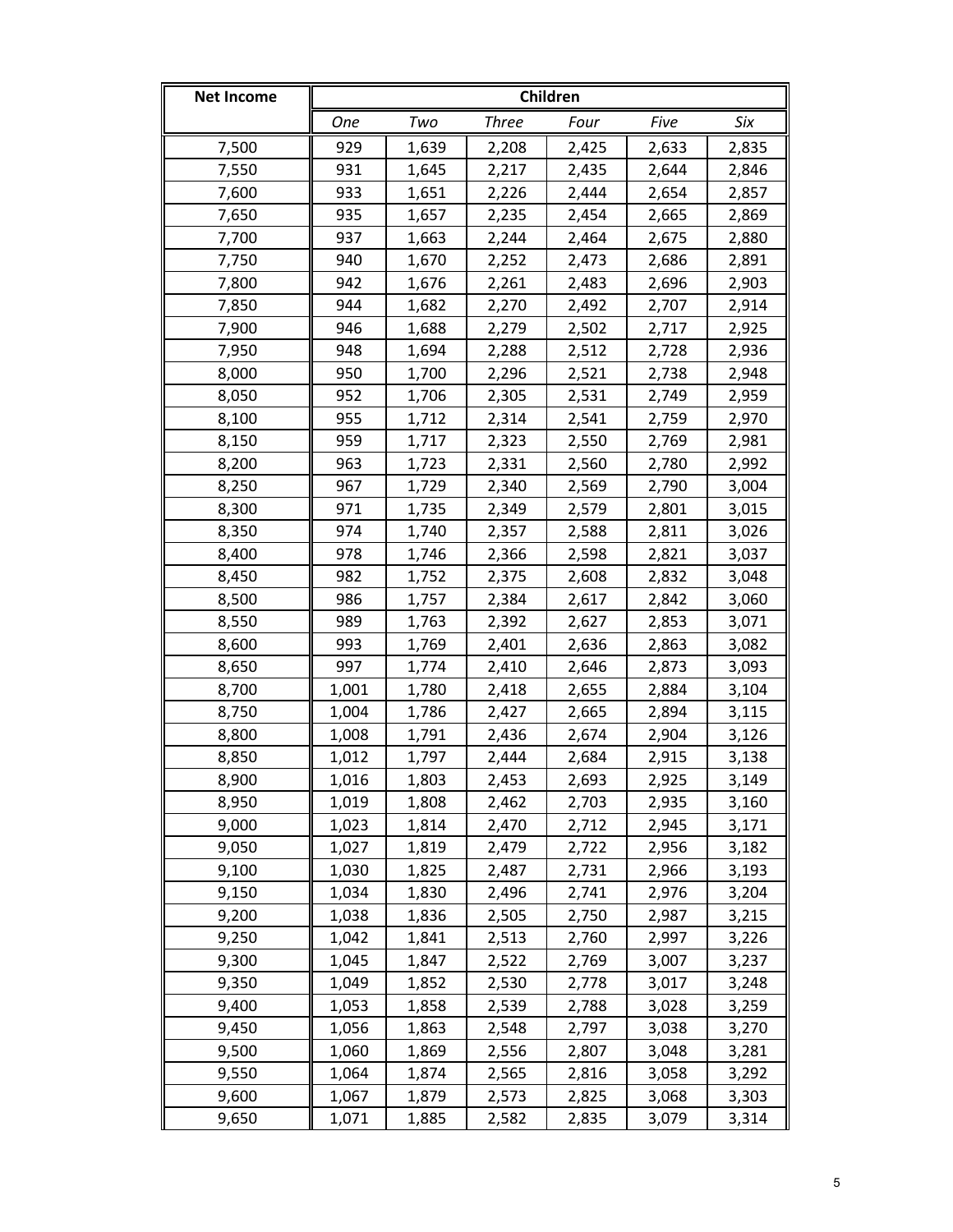| Net Income | Children | | | | | |
|---|---|---|---|---|---|---|
| | *One* | *Two* | *Three* | *Four* | *Five* | *Six* |
| 7,500 | 929 | 1,639 | 2,208 | 2,425 | 2,633 | 2,835 |
| 7,550 | 931 | 1,645 | 2,217 | 2,435 | 2,644 | 2,846 |
| 7,600 | 933 | 1,651 | 2,226 | 2,444 | 2,654 | 2,857 |
| 7,650 | 935 | 1,657 | 2,235 | 2,454 | 2,665 | 2,869 |
| 7,700 | 937 | 1,663 | 2,244 | 2,464 | 2,675 | 2,880 |
| 7,750 | 940 | 1,670 | 2,252 | 2,473 | 2,686 | 2,891 |
| 7,800 | 942 | 1,676 | 2,261 | 2,483 | 2,696 | 2,903 |
| 7,850 | 944 | 1,682 | 2,270 | 2,492 | 2,707 | 2,914 |
| 7,900 | 946 | 1,688 | 2,279 | 2,502 | 2,717 | 2,925 |
| 7,950 | 948 | 1,694 | 2,288 | 2,512 | 2,728 | 2,936 |
| 8,000 | 950 | 1,700 | 2,296 | 2,521 | 2,738 | 2,948 |
| 8,050 | 952 | 1,706 | 2,305 | 2,531 | 2,749 | 2,959 |
| 8,100 | 955 | 1,712 | 2,314 | 2,541 | 2,759 | 2,970 |
| 8,150 | 959 | 1,717 | 2,323 | 2,550 | 2,769 | 2,981 |
| 8,200 | 963 | 1,723 | 2,331 | 2,560 | 2,780 | 2,992 |
| 8,250 | 967 | 1,729 | 2,340 | 2,569 | 2,790 | 3,004 |
| 8,300 | 971 | 1,735 | 2,349 | 2,579 | 2,801 | 3,015 |
| 8,350 | 974 | 1,740 | 2,357 | 2,588 | 2,811 | 3,026 |
| 8,400 | 978 | 1,746 | 2,366 | 2,598 | 2,821 | 3,037 |
| 8,450 | 982 | 1,752 | 2,375 | 2,608 | 2,832 | 3,048 |
| 8,500 | 986 | 1,757 | 2,384 | 2,617 | 2,842 | 3,060 |
| 8,550 | 989 | 1,763 | 2,392 | 2,627 | 2,853 | 3,071 |
| 8,600 | 993 | 1,769 | 2,401 | 2,636 | 2,863 | 3,082 |
| 8,650 | 997 | 1,774 | 2,410 | 2,646 | 2,873 | 3,093 |
| 8,700 | 1,001 | 1,780 | 2,418 | 2,655 | 2,884 | 3,104 |
| 8,750 | 1,004 | 1,786 | 2,427 | 2,665 | 2,894 | 3,115 |
| 8,800 | 1,008 | 1,791 | 2,436 | 2,674 | 2,904 | 3,126 |
| 8,850 | 1,012 | 1,797 | 2,444 | 2,684 | 2,915 | 3,138 |
| 8,900 | 1,016 | 1,803 | 2,453 | 2,693 | 2,925 | 3,149 |
| 8,950 | 1,019 | 1,808 | 2,462 | 2,703 | 2,935 | 3,160 |
| 9,000 | 1,023 | 1,814 | 2,470 | 2,712 | 2,945 | 3,171 |
| 9,050 | 1,027 | 1,819 | 2,479 | 2,722 | 2,956 | 3,182 |
| 9,100 | 1,030 | 1,825 | 2,487 | 2,731 | 2,966 | 3,193 |
| 9,150 | 1,034 | 1,830 | 2,496 | 2,741 | 2,976 | 3,204 |
| 9,200 | 1,038 | 1,836 | 2,505 | 2,750 | 2,987 | 3,215 |
| 9,250 | 1,042 | 1,841 | 2,513 | 2,760 | 2,997 | 3,226 |
| 9,300 | 1,045 | 1,847 | 2,522 | 2,769 | 3,007 | 3,237 |
| 9,350 | 1,049 | 1,852 | 2,530 | 2,778 | 3,017 | 3,248 |
| 9,400 | 1,053 | 1,858 | 2,539 | 2,788 | 3,028 | 3,259 |
| 9,450 | 1,056 | 1,863 | 2,548 | 2,797 | 3,038 | 3,270 |
| 9,500 | 1,060 | 1,869 | 2,556 | 2,807 | 3,048 | 3,281 |
| 9,550 | 1,064 | 1,874 | 2,565 | 2,816 | 3,058 | 3,292 |
| 9,600 | 1,067 | 1,879 | 2,573 | 2,825 | 3,068 | 3,303 |
| 9,650 | 1,071 | 1,885 | 2,582 | 2,835 | 3,079 | 3,314 |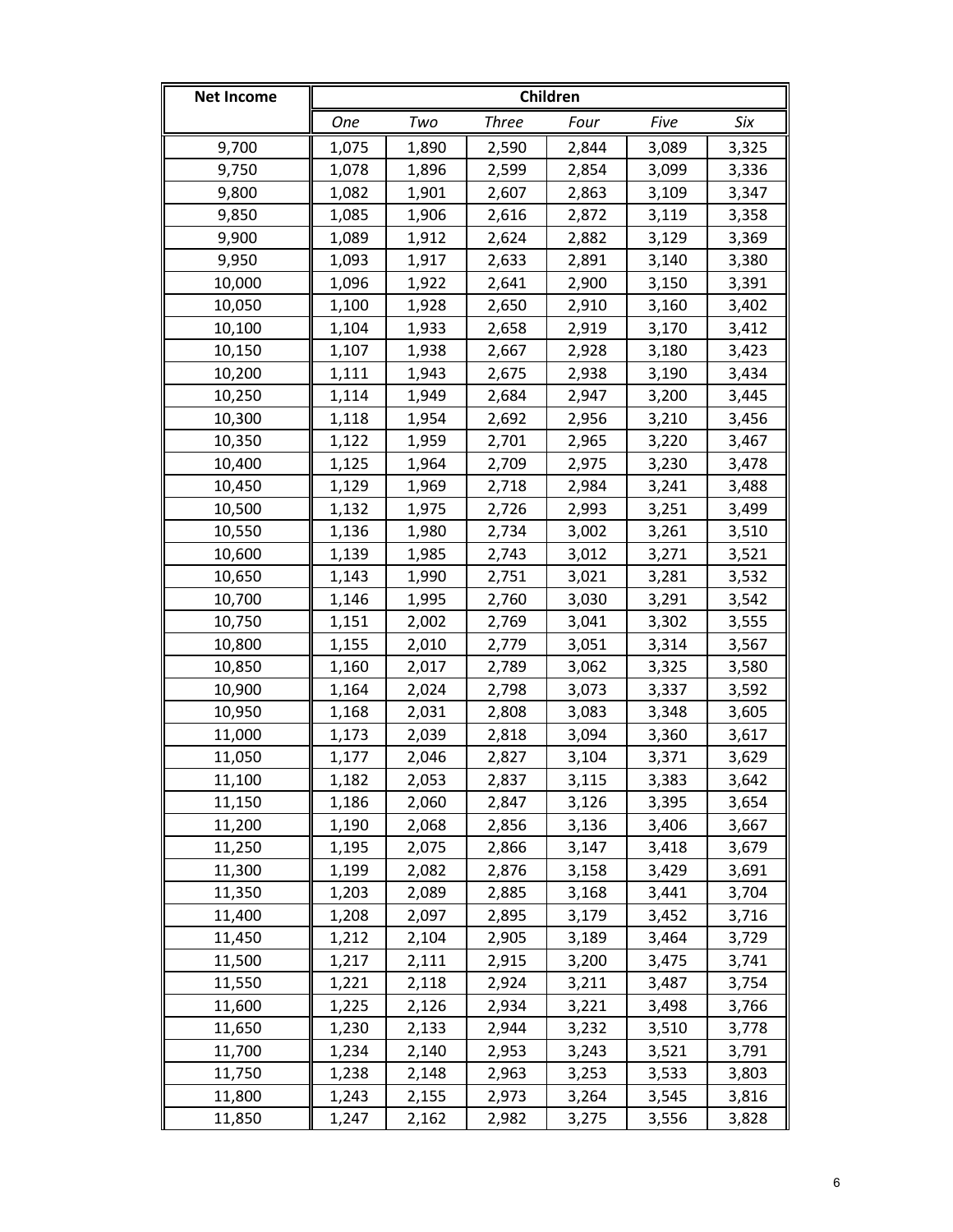| Net Income | Children | | | | | |
|---|---|---|---|---|---|---|
| | *One* | *Two* | *Three* | *Four* | *Five* | *Six* |
| 9,700 | 1,075 | 1,890 | 2,590 | 2,844 | 3,089 | 3,325 |
| 9,750 | 1,078 | 1,896 | 2,599 | 2,854 | 3,099 | 3,336 |
| 9,800 | 1,082 | 1,901 | 2,607 | 2,863 | 3,109 | 3,347 |
| 9,850 | 1,085 | 1,906 | 2,616 | 2,872 | 3,119 | 3,358 |
| 9,900 | 1,089 | 1,912 | 2,624 | 2,882 | 3,129 | 3,369 |
| 9,950 | 1,093 | 1,917 | 2,633 | 2,891 | 3,140 | 3,380 |
| 10,000 | 1,096 | 1,922 | 2,641 | 2,900 | 3,150 | 3,391 |
| 10,050 | 1,100 | 1,928 | 2,650 | 2,910 | 3,160 | 3,402 |
| 10,100 | 1,104 | 1,933 | 2,658 | 2,919 | 3,170 | 3,412 |
| 10,150 | 1,107 | 1,938 | 2,667 | 2,928 | 3,180 | 3,423 |
| 10,200 | 1,111 | 1,943 | 2,675 | 2,938 | 3,190 | 3,434 |
| 10,250 | 1,114 | 1,949 | 2,684 | 2,947 | 3,200 | 3,445 |
| 10,300 | 1,118 | 1,954 | 2,692 | 2,956 | 3,210 | 3,456 |
| 10,350 | 1,122 | 1,959 | 2,701 | 2,965 | 3,220 | 3,467 |
| 10,400 | 1,125 | 1,964 | 2,709 | 2,975 | 3,230 | 3,478 |
| 10,450 | 1,129 | 1,969 | 2,718 | 2,984 | 3,241 | 3,488 |
| 10,500 | 1,132 | 1,975 | 2,726 | 2,993 | 3,251 | 3,499 |
| 10,550 | 1,136 | 1,980 | 2,734 | 3,002 | 3,261 | 3,510 |
| 10,600 | 1,139 | 1,985 | 2,743 | 3,012 | 3,271 | 3,521 |
| 10,650 | 1,143 | 1,990 | 2,751 | 3,021 | 3,281 | 3,532 |
| 10,700 | 1,146 | 1,995 | 2,760 | 3,030 | 3,291 | 3,542 |
| 10,750 | 1,151 | 2,002 | 2,769 | 3,041 | 3,302 | 3,555 |
| 10,800 | 1,155 | 2,010 | 2,779 | 3,051 | 3,314 | 3,567 |
| 10,850 | 1,160 | 2,017 | 2,789 | 3,062 | 3,325 | 3,580 |
| 10,900 | 1,164 | 2,024 | 2,798 | 3,073 | 3,337 | 3,592 |
| 10,950 | 1,168 | 2,031 | 2,808 | 3,083 | 3,348 | 3,605 |
| 11,000 | 1,173 | 2,039 | 2,818 | 3,094 | 3,360 | 3,617 |
| 11,050 | 1,177 | 2,046 | 2,827 | 3,104 | 3,371 | 3,629 |
| 11,100 | 1,182 | 2,053 | 2,837 | 3,115 | 3,383 | 3,642 |
| 11,150 | 1,186 | 2,060 | 2,847 | 3,126 | 3,395 | 3,654 |
| 11,200 | 1,190 | 2,068 | 2,856 | 3,136 | 3,406 | 3,667 |
| 11,250 | 1,195 | 2,075 | 2,866 | 3,147 | 3,418 | 3,679 |
| 11,300 | 1,199 | 2,082 | 2,876 | 3,158 | 3,429 | 3,691 |
| 11,350 | 1,203 | 2,089 | 2,885 | 3,168 | 3,441 | 3,704 |
| 11,400 | 1,208 | 2,097 | 2,895 | 3,179 | 3,452 | 3,716 |
| 11,450 | 1,212 | 2,104 | 2,905 | 3,189 | 3,464 | 3,729 |
| 11,500 | 1,217 | 2,111 | 2,915 | 3,200 | 3,475 | 3,741 |
| 11,550 | 1,221 | 2,118 | 2,924 | 3,211 | 3,487 | 3,754 |
| 11,600 | 1,225 | 2,126 | 2,934 | 3,221 | 3,498 | 3,766 |
| 11,650 | 1,230 | 2,133 | 2,944 | 3,232 | 3,510 | 3,778 |
| 11,700 | 1,234 | 2,140 | 2,953 | 3,243 | 3,521 | 3,791 |
| 11,750 | 1,238 | 2,148 | 2,963 | 3,253 | 3,533 | 3,803 |
| 11,800 | 1,243 | 2,155 | 2,973 | 3,264 | 3,545 | 3,816 |
| 11,850 | 1,247 | 2,162 | 2,982 | 3,275 | 3,556 | 3,828 |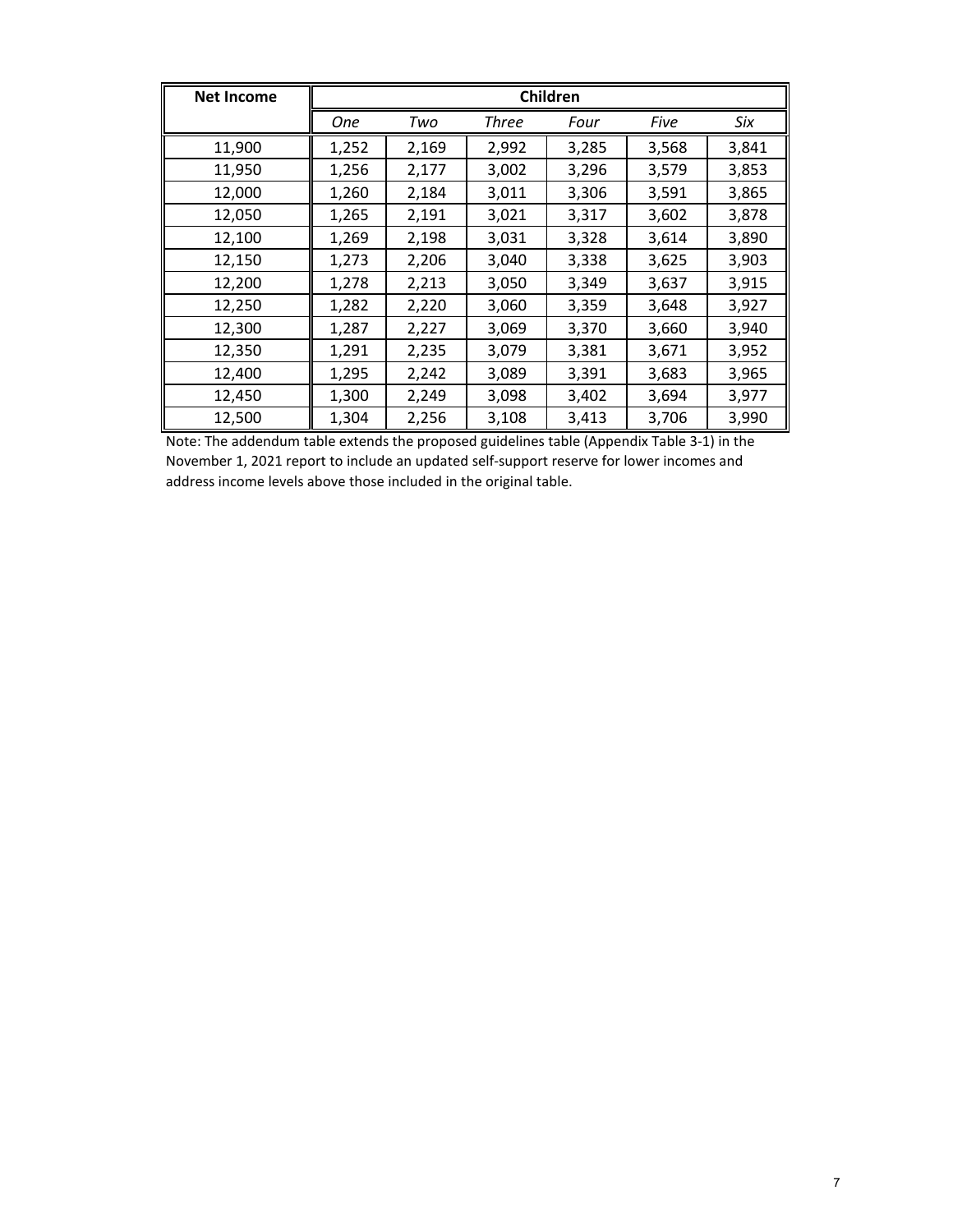| Net Income | Children | | | | | |
|---|---|---|---|---|---|---|
| | *One* | *Two* | *Three* | *Four* | *Five* | *Six* |
| 11,900 | 1,252 | 2,169 | 2,992 | 3,285 | 3,568 | 3,841 |
| 11,950 | 1,256 | 2,177 | 3,002 | 3,296 | 3,579 | 3,853 |
| 12,000 | 1,260 | 2,184 | 3,011 | 3,306 | 3,591 | 3,865 |
| 12,050 | 1,265 | 2,191 | 3,021 | 3,317 | 3,602 | 3,878 |
| 12,100 | 1,269 | 2,198 | 3,031 | 3,328 | 3,614 | 3,890 |
| 12,150 | 1,273 | 2,206 | 3,040 | 3,338 | 3,625 | 3,903 |
| 12,200 | 1,278 | 2,213 | 3,050 | 3,349 | 3,637 | 3,915 |
| 12,250 | 1,282 | 2,220 | 3,060 | 3,359 | 3,648 | 3,927 |
| 12,300 | 1,287 | 2,227 | 3,069 | 3,370 | 3,660 | 3,940 |
| 12,350 | 1,291 | 2,235 | 3,079 | 3,381 | 3,671 | 3,952 |
| 12,400 | 1,295 | 2,242 | 3,089 | 3,391 | 3,683 | 3,965 |
| 12,450 | 1,300 | 2,249 | 3,098 | 3,402 | 3,694 | 3,977 |
| 12,500 | 1,304 | 2,256 | 3,108 | 3,413 | 3,706 | 3,990 |

Note: The addendum table extends the proposed guidelines table (Appendix Table 3-1) in the November 1, 2021 report to include an updated self-support reserve for lower incomes and address income levels above those included in the original table.